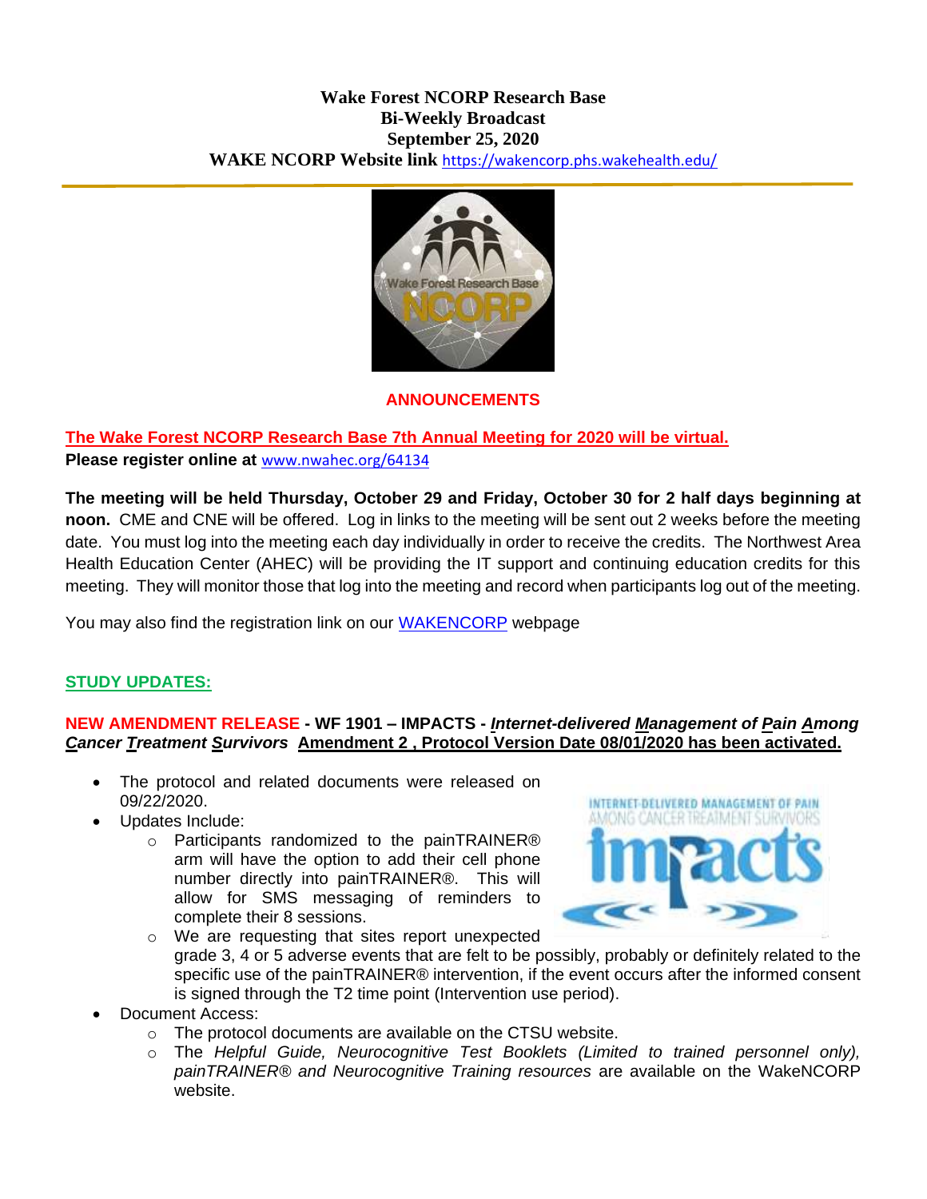# Wake Forest NCORP Research Base
## Bi-Weekly Broadcast
### September 25, 2020

**WAKE NCORP Website link** https://wakencorp.phs.wakehealth.edu/

## ANNOUNCEMENTS

**The Wake Forest NCORP Research Base 7th Annual Meeting for 2020 will be virtual.**

**Please register online at** www.nwahec.org/64134

**The meeting will be held Thursday, October 29 and Friday, October 30 for 2 half days beginning at noon.** CME and CNE will be offered. Log in links to the meeting will be sent out 2 weeks before the meeting date. You must log into the meeting each day individually in order to receive the credits. The Northwest Area Health Education Center (AHEC) will be providing the IT support and continuing education credits for this meeting. They will monitor those that log into the meeting and record when participants log out of the meeting.

You may also find the registration link on our WAKENCORP webpage

## STUDY UPDATES:

**NEW AMENDMENT RELEASE - WF 1901 – IMPACTS - *Internet-delivered Management of Pain Among Cancer Treatment Survivors* Amendment 2 , Protocol Version Date 08/01/2020 has been activated.**

- The protocol and related documents were released on 09/22/2020.
- Updates Include:
  - Participants randomized to the painTRAINER® arm will have the option to add their cell phone number directly into painTRAINER®. This will allow for SMS messaging of reminders to complete their 8 sessions.
  - We are requesting that sites report unexpected grade 3, 4 or 5 adverse events that are felt to be possibly, probably or definitely related to the specific use of the painTRAINER® intervention, if the event occurs after the informed consent is signed through the T2 time point (Intervention use period).
- Document Access:
  - The protocol documents are available on the CTSU website.
  - The *Helpful Guide, Neurocognitive Test Booklets (Limited to trained personnel only), painTRAINER® and Neurocognitive Training resources* are available on the WakeNCORP website.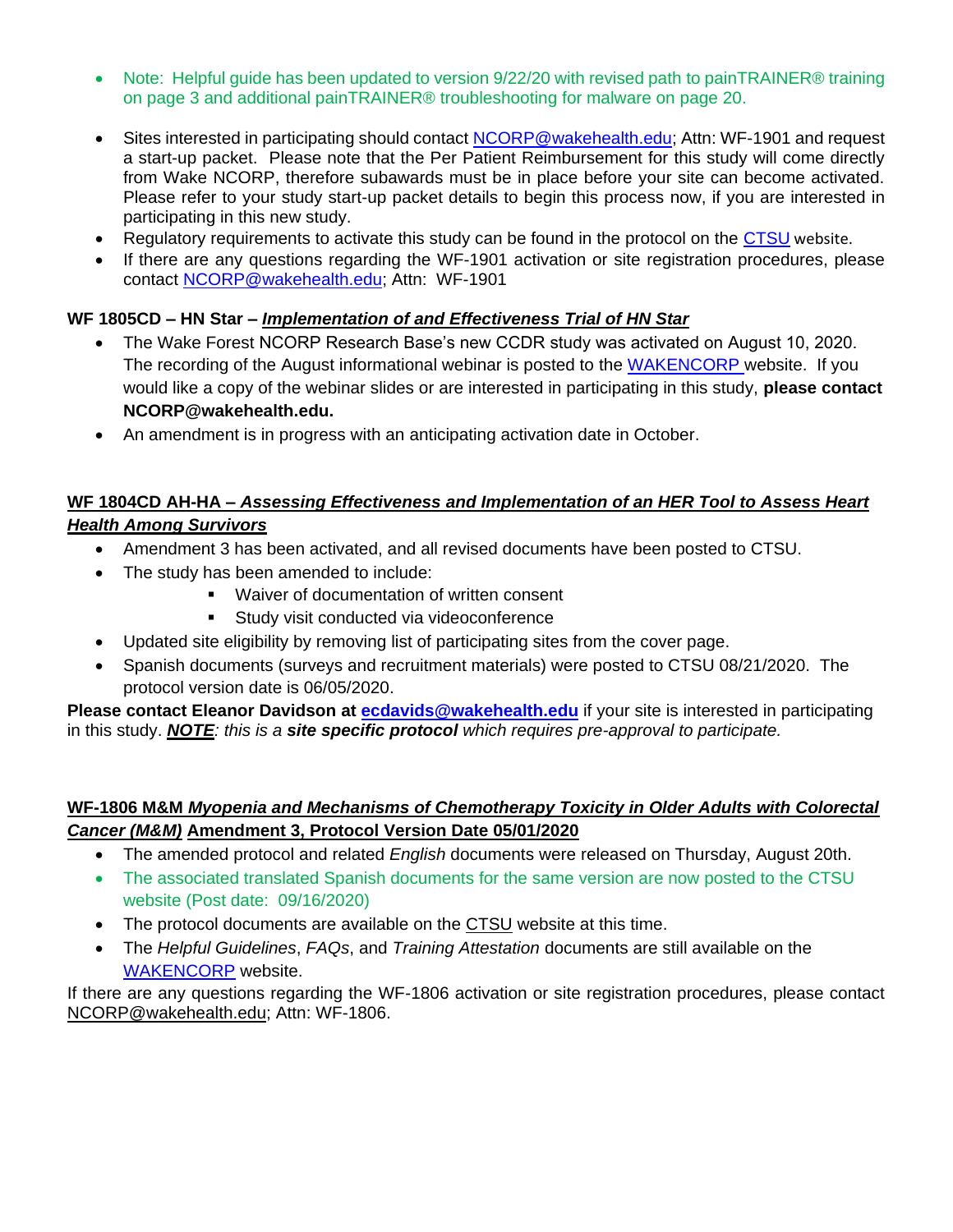- Note: Helpful guide has been updated to version 9/22/20 with revised path to painTRAINER® training on page 3 and additional painTRAINER® troubleshooting for malware on page 20.

- Sites interested in participating should contact NCORP@wakehealth.edu; Attn: WF-1901 and request a start-up packet. Please note that the Per Patient Reimbursement for this study will come directly from Wake NCORP, therefore subawards must be in place before your site can become activated. Please refer to your study start-up packet details to begin this process now, if you are interested in participating in this new study.
- Regulatory requirements to activate this study can be found in the protocol on the CTSU website.
- If there are any questions regarding the WF-1901 activation or site registration procedures, please contact NCORP@wakehealth.edu; Attn: WF-1901

**WF 1805CD – HN Star – *Implementation of and Effectiveness Trial of HN Star***

- The Wake Forest NCORP Research Base's new CCDR study was activated on August 10, 2020. The recording of the August informational webinar is posted to the WAKENCORP website. If you would like a copy of the webinar slides or are interested in participating in this study, **please contact NCORP@wakehealth.edu.**
- An amendment is in progress with an anticipating activation date in October.

**WF 1804CD AH-HA – *Assessing Effectiveness and Implementation of an HER Tool to Assess Heart Health Among Survivors***

- Amendment 3 has been activated, and all revised documents have been posted to CTSU.
- The study has been amended to include:
  - Waiver of documentation of written consent
  - Study visit conducted via videoconference
- Updated site eligibility by removing list of participating sites from the cover page.
- Spanish documents (surveys and recruitment materials) were posted to CTSU 08/21/2020. The protocol version date is 06/05/2020.

**Please contact Eleanor Davidson at ecdavids@wakehealth.edu** if your site is interested in participating in this study. ***NOTE****: this is a* ***site specific protocol*** *which requires pre-approval to participate.*

**WF-1806 M&M *Myopenia and Mechanisms of Chemotherapy Toxicity in Older Adults with Colorectal Cancer (M&M)* Amendment 3, Protocol Version Date 05/01/2020**

- The amended protocol and related *English* documents were released on Thursday, August 20th.
- The associated translated Spanish documents for the same version are now posted to the CTSU website (Post date: 09/16/2020)
- The protocol documents are available on the CTSU website at this time.
- The *Helpful Guidelines*, *FAQs*, and *Training Attestation* documents are still available on the WAKENCORP website.

If there are any questions regarding the WF-1806 activation or site registration procedures, please contact NCORP@wakehealth.edu; Attn: WF-1806.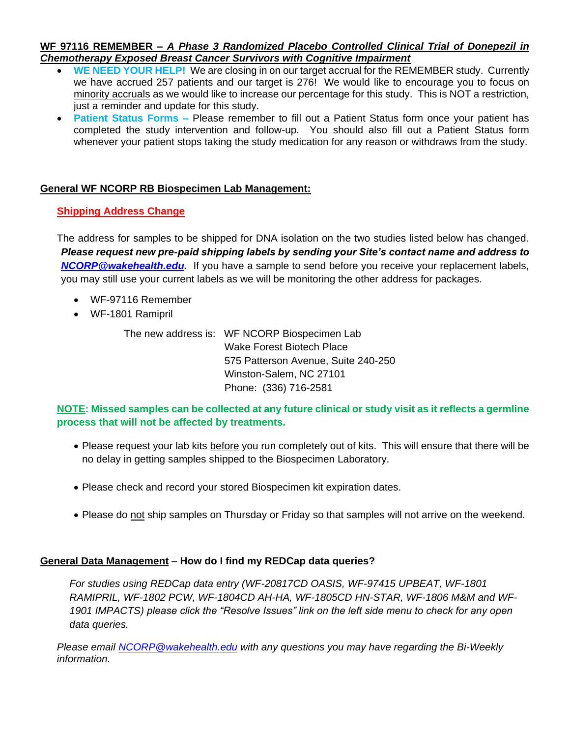**WF 97116 REMEMBER – *A Phase 3 Randomized Placebo Controlled Clinical Trial of Donepezil in Chemotherapy Exposed Breast Cancer Survivors with Cognitive Impairment***

- **WE NEED YOUR HELP!** We are closing in on our target accrual for the REMEMBER study. Currently we have accrued 257 patients and our target is 276! We would like to encourage you to focus on minority accruals as we would like to increase our percentage for this study. This is NOT a restriction, just a reminder and update for this study.
- **Patient Status Forms –** Please remember to fill out a Patient Status form once your patient has completed the study intervention and follow-up. You should also fill out a Patient Status form whenever your patient stops taking the study medication for any reason or withdraws from the study.

**General WF NCORP RB Biospecimen Lab Management:**

**Shipping Address Change**

The address for samples to be shipped for DNA isolation on the two studies listed below has changed. ***Please request new pre-paid shipping labels by sending your Site's contact name and address to [NCORP@wakehealth.edu](mailto:NCORP@wakehealth.edu).*** If you have a sample to send before you receive your replacement labels, you may still use your current labels as we will be monitoring the other address for packages.

- WF-97116 Remember
- WF-1801 Ramipril

The new address is: WF NCORP Biospecimen Lab
Wake Forest Biotech Place
575 Patterson Avenue, Suite 240-250
Winston-Salem, NC 27101
Phone: (336) 716-2581

**NOTE: Missed samples can be collected at any future clinical or study visit as it reflects a germline process that will not be affected by treatments.**

- Please request your lab kits before you run completely out of kits. This will ensure that there will be no delay in getting samples shipped to the Biospecimen Laboratory.
- Please check and record your stored Biospecimen kit expiration dates.
- Please do not ship samples on Thursday or Friday so that samples will not arrive on the weekend.

**General Data Management – How do I find my REDCap data queries?**

*For studies using REDCap data entry (WF-20817CD OASIS, WF-97415 UPBEAT, WF-1801 RAMIPRIL, WF-1802 PCW, WF-1804CD AH-HA, WF-1805CD HN-STAR, WF-1806 M&M and WF-1901 IMPACTS) please click the "Resolve Issues" link on the left side menu to check for any open data queries.*

*Please email [NCORP@wakehealth.edu](mailto:NCORP@wakehealth.edu) with any questions you may have regarding the Bi-Weekly information.*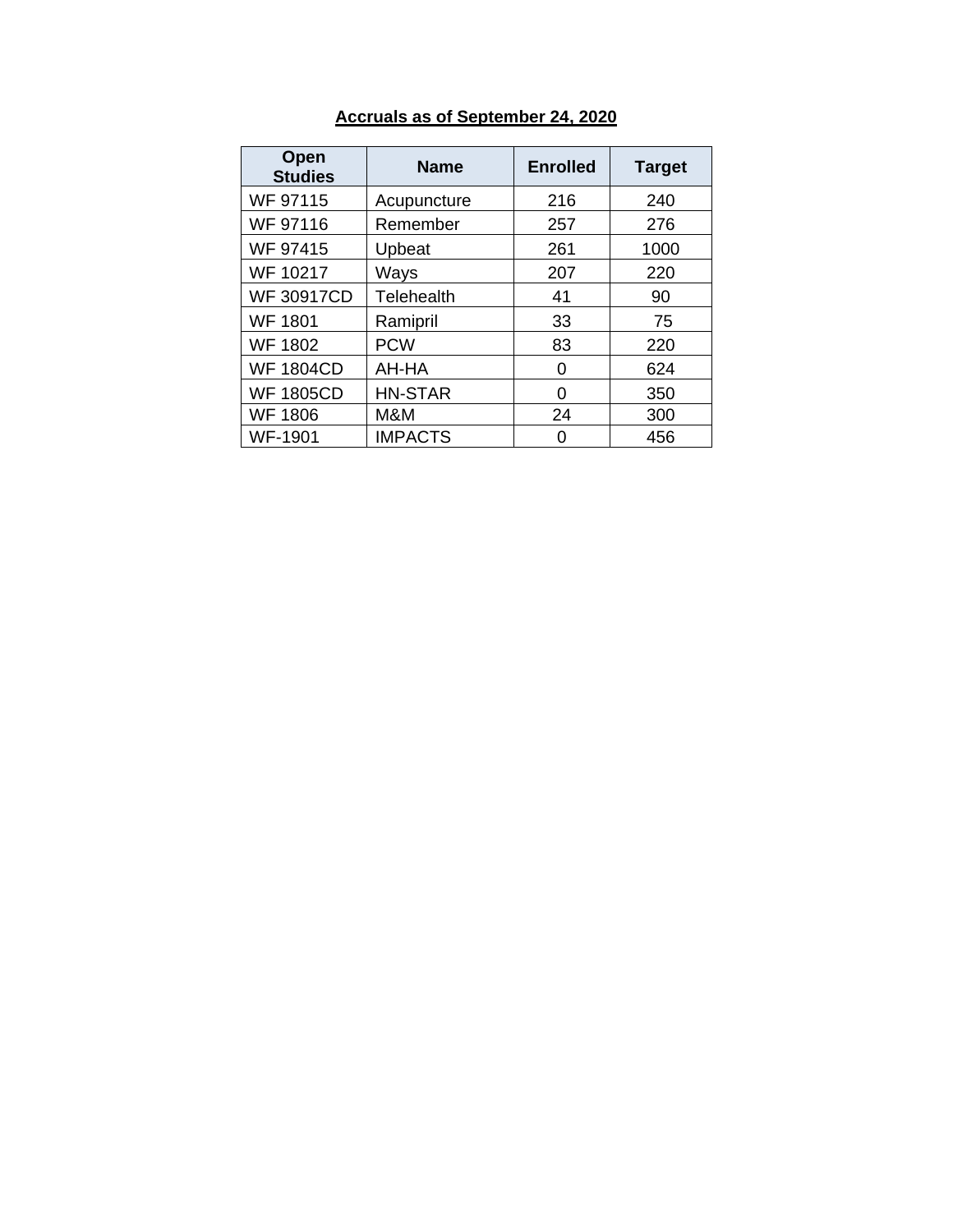**Accruals as of September 24, 2020**

| Open Studies | Name | Enrolled | Target |
| --- | --- | --- | --- |
| WF 97115 | Acupuncture | 216 | 240 |
| WF 97116 | Remember | 257 | 276 |
| WF 97415 | Upbeat | 261 | 1000 |
| WF 10217 | Ways | 207 | 220 |
| WF 30917CD | Telehealth | 41 | 90 |
| WF 1801 | Ramipril | 33 | 75 |
| WF 1802 | PCW | 83 | 220 |
| WF 1804CD | AH-HA | 0 | 624 |
| WF 1805CD | HN-STAR | 0 | 350 |
| WF 1806 | M&M | 24 | 300 |
| WF-1901 | IMPACTS | 0 | 456 |